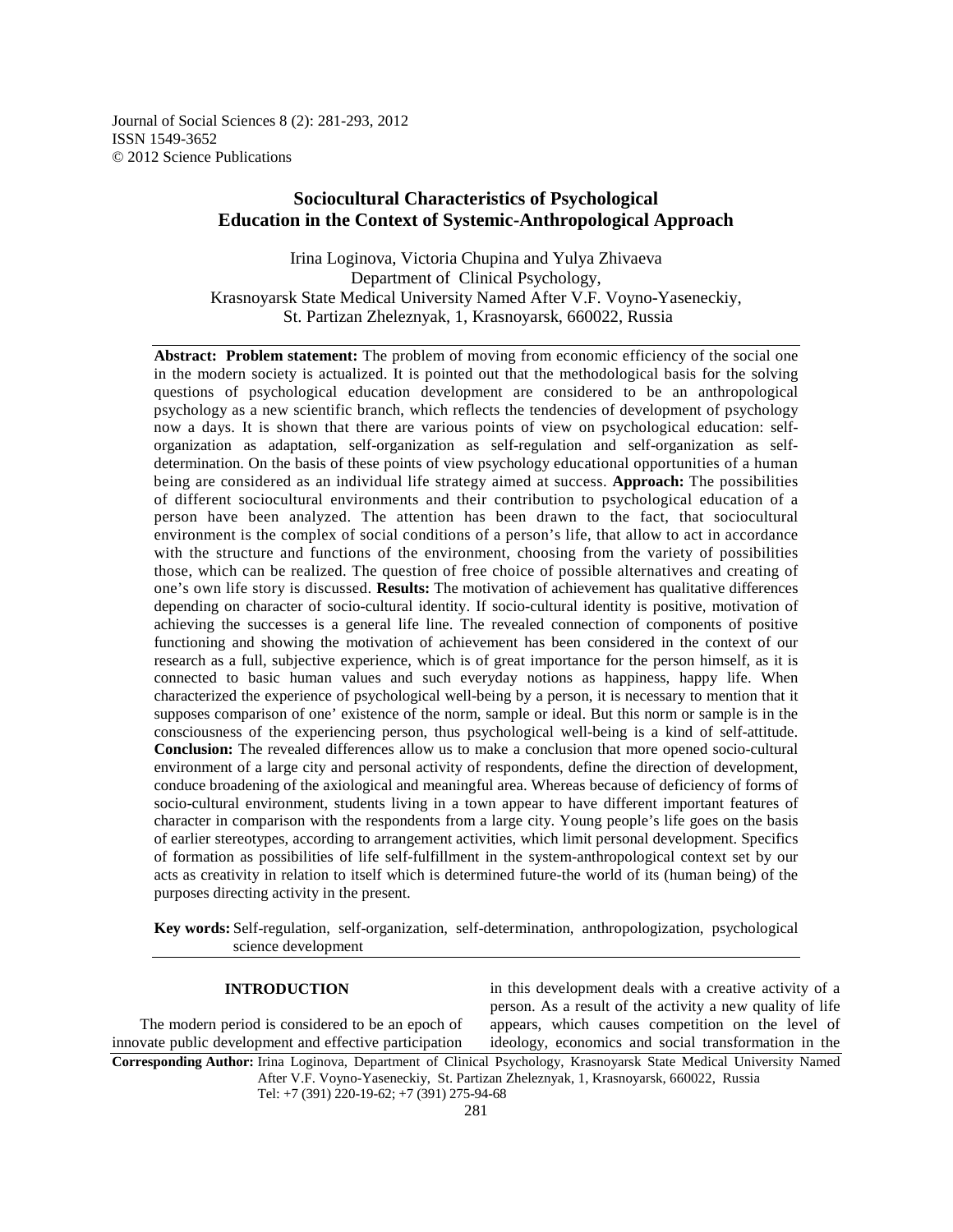Journal of Social Sciences 8 (2): 281-293, 2012
ISSN 1549-3652
© 2012 Science Publications

# Sociocultural Characteristics of Psychological Education in the Context of Systemic-Anthropological Approach

Irina Loginova, Victoria Chupina and Yulya Zhivaeva
Department of Clinical Psychology,
Krasnoyarsk State Medical University Named After V.F. Voyno-Yaseneckiy,
St. Partizan Zheleznyak, 1, Krasnoyarsk, 660022, Russia

**Abstract: Problem statement:** The problem of moving from economic efficiency of the social one in the modern society is actualized. It is pointed out that the methodological basis for the solving questions of psychological education development are considered to be an anthropological psychology as a new scientific branch, which reflects the tendencies of development of psychology now a days. It is shown that there are various points of view on psychological education: self-organization as adaptation, self-organization as self-regulation and self-organization as self-determination. On the basis of these points of view psychology educational opportunities of a human being are considered as an individual life strategy aimed at success. **Approach:** The possibilities of different sociocultural environments and their contribution to psychological education of a person have been analyzed. The attention has been drawn to the fact, that sociocultural environment is the complex of social conditions of a person's life, that allow to act in accordance with the structure and functions of the environment, choosing from the variety of possibilities those, which can be realized. The question of free choice of possible alternatives and creating of one's own life story is discussed. **Results:** The motivation of achievement has qualitative differences depending on character of socio-cultural identity. If socio-cultural identity is positive, motivation of achieving the successes is a general life line. The revealed connection of components of positive functioning and showing the motivation of achievement has been considered in the context of our research as a full, subjective experience, which is of great importance for the person himself, as it is connected to basic human values and such everyday notions as happiness, happy life. When characterized the experience of psychological well-being by a person, it is necessary to mention that it supposes comparison of one' existence of the norm, sample or ideal. But this norm or sample is in the consciousness of the experiencing person, thus psychological well-being is a kind of self-attitude. **Conclusion:** The revealed differences allow us to make a conclusion that more opened socio-cultural environment of a large city and personal activity of respondents, define the direction of development, conduce broadening of the axiological and meaningful area. Whereas because of deficiency of forms of socio-cultural environment, students living in a town appear to have different important features of character in comparison with the respondents from a large city. Young people's life goes on the basis of earlier stereotypes, according to arrangement activities, which limit personal development. Specifics of formation as possibilities of life self-fulfillment in the system-anthropological context set by our acts as creativity in relation to itself which is determined future-the world of its (human being) of the purposes directing activity in the present.

**Key words:** Self-regulation, self-organization, self-determination, anthropologization, psychological science development

## INTRODUCTION

The modern period is considered to be an epoch of innovate public development and effective participation in this development deals with a creative activity of a person. As a result of the activity a new quality of life appears, which causes competition on the level of ideology, economics and social transformation in the

**Corresponding Author:** Irina Loginova, Department of Clinical Psychology, Krasnoyarsk State Medical University Named After V.F. Voyno-Yaseneckiy, St. Partizan Zheleznyak, 1, Krasnoyarsk, 660022, Russia
Tel: +7 (391) 220-19-62; +7 (391) 275-94-68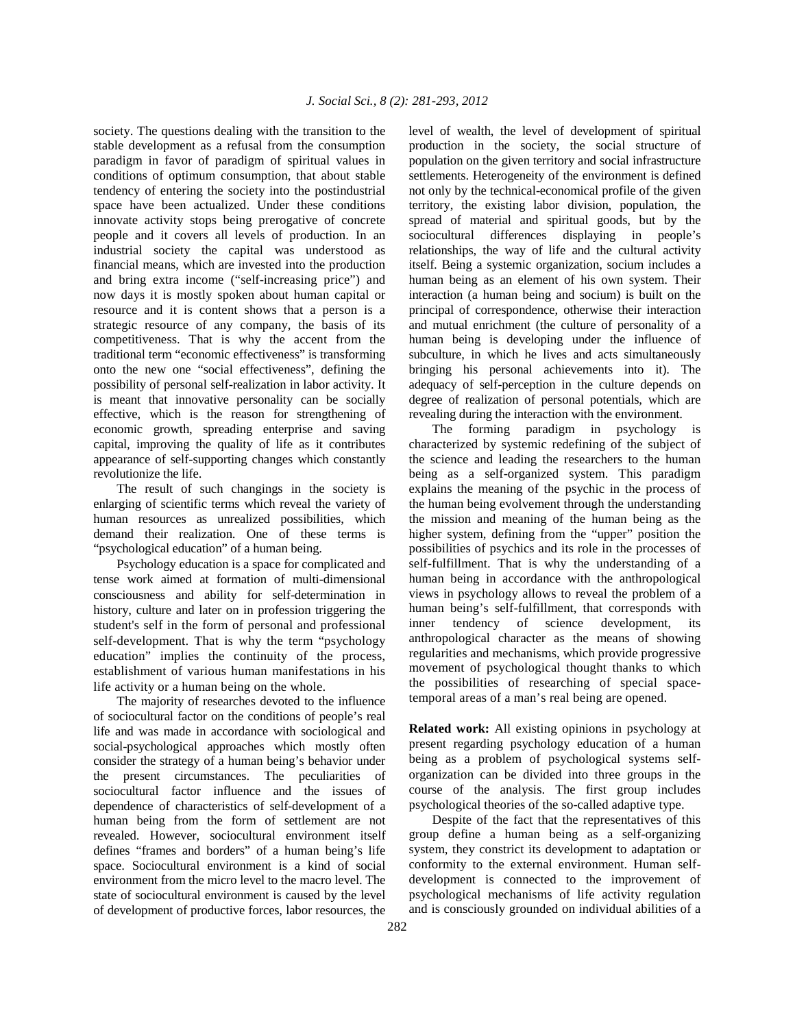society. The questions dealing with the transition to the stable development as a refusal from the consumption paradigm in favor of paradigm of spiritual values in conditions of optimum consumption, that about stable tendency of entering the society into the postindustrial space have been actualized. Under these conditions innovate activity stops being prerogative of concrete people and it covers all levels of production. In an industrial society the capital was understood as financial means, which are invested into the production and bring extra income ("self-increasing price") and now days it is mostly spoken about human capital or resource and it is content shows that a person is a strategic resource of any company, the basis of its competitiveness. That is why the accent from the traditional term "economic effectiveness" is transforming onto the new one "social effectiveness", defining the possibility of personal self-realization in labor activity. It is meant that innovative personality can be socially effective, which is the reason for strengthening of economic growth, spreading enterprise and saving capital, improving the quality of life as it contributes appearance of self-supporting changes which constantly revolutionize the life.

The result of such changings in the society is enlarging of scientific terms which reveal the variety of human resources as unrealized possibilities, which demand their realization. One of these terms is "psychological education" of a human being.

Psychology education is a space for complicated and tense work aimed at formation of multi-dimensional consciousness and ability for self-determination in history, culture and later on in profession triggering the student's self in the form of personal and professional self-development. That is why the term "psychology education" implies the continuity of the process, establishment of various human manifestations in his life activity or a human being on the whole.

The majority of researches devoted to the influence of sociocultural factor on the conditions of people's real life and was made in accordance with sociological and social-psychological approaches which mostly often consider the strategy of a human being's behavior under the present circumstances. The peculiarities of sociocultural factor influence and the issues of dependence of characteristics of self-development of a human being from the form of settlement are not revealed. However, sociocultural environment itself defines "frames and borders" of a human being's life space. Sociocultural environment is a kind of social environment from the micro level to the macro level. The state of sociocultural environment is caused by the level of development of productive forces, labor resources, the level of wealth, the level of development of spiritual production in the society, the social structure of population on the given territory and social infrastructure settlements. Heterogeneity of the environment is defined not only by the technical-economical profile of the given territory, the existing labor division, population, the spread of material and spiritual goods, but by the sociocultural differences displaying in people's relationships, the way of life and the cultural activity itself. Being a systemic organization, socium includes a human being as an element of his own system. Their interaction (a human being and socium) is built on the principal of correspondence, otherwise their interaction and mutual enrichment (the culture of personality of a human being is developing under the influence of subculture, in which he lives and acts simultaneously bringing his personal achievements into it). The adequacy of self-perception in the culture depends on degree of realization of personal potentials, which are revealing during the interaction with the environment.

The forming paradigm in psychology is characterized by systemic redefining of the subject of the science and leading the researchers to the human being as a self-organized system. This paradigm explains the meaning of the psychic in the process of the human being evolvement through the understanding the mission and meaning of the human being as the higher system, defining from the "upper" position the possibilities of psychics and its role in the processes of self-fulfillment. That is why the understanding of a human being in accordance with the anthropological views in psychology allows to reveal the problem of a human being's self-fulfillment, that corresponds with inner tendency of science development, its anthropological character as the means of showing regularities and mechanisms, which provide progressive movement of psychological thought thanks to which the possibilities of researching of special space-temporal areas of a man's real being are opened.

**Related work:** All existing opinions in psychology at present regarding psychology education of a human being as a problem of psychological systems self-organization can be divided into three groups in the course of the analysis. The first group includes psychological theories of the so-called adaptive type.

Despite of the fact that the representatives of this group define a human being as a self-organizing system, they constrict its development to adaptation or conformity to the external environment. Human self-development is connected to the improvement of psychological mechanisms of life activity regulation and is consciously grounded on individual abilities of a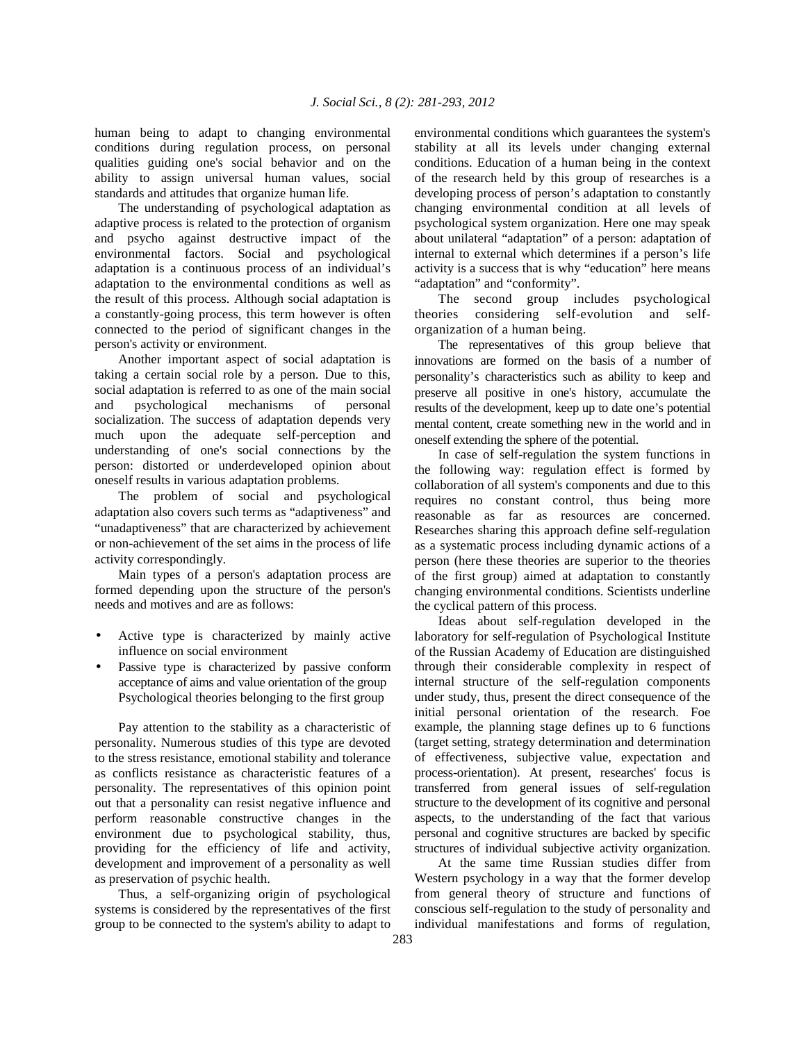human being to adapt to changing environmental conditions during regulation process, on personal qualities guiding one's social behavior and on the ability to assign universal human values, social standards and attitudes that organize human life.

The understanding of psychological adaptation as adaptive process is related to the protection of organism and psycho against destructive impact of the environmental factors. Social and psychological adaptation is a continuous process of an individual's adaptation to the environmental conditions as well as the result of this process. Although social adaptation is a constantly-going process, this term however is often connected to the period of significant changes in the person's activity or environment.

Another important aspect of social adaptation is taking a certain social role by a person. Due to this, social adaptation is referred to as one of the main social and psychological mechanisms of personal socialization. The success of adaptation depends very much upon the adequate self-perception and understanding of one's social connections by the person: distorted or underdeveloped opinion about oneself results in various adaptation problems.

The problem of social and psychological adaptation also covers such terms as "adaptiveness" and "unadaptiveness" that are characterized by achievement or non-achievement of the set aims in the process of life activity correspondingly.

Main types of a person's adaptation process are formed depending upon the structure of the person's needs and motives and are as follows:

- Active type is characterized by mainly active influence on social environment
- Passive type is characterized by passive conform acceptance of aims and value orientation of the group Psychological theories belonging to the first group

Pay attention to the stability as a characteristic of personality. Numerous studies of this type are devoted to the stress resistance, emotional stability and tolerance as conflicts resistance as characteristic features of a personality. The representatives of this opinion point out that a personality can resist negative influence and perform reasonable constructive changes in the environment due to psychological stability, thus, providing for the efficiency of life and activity, development and improvement of a personality as well as preservation of psychic health.

Thus, a self-organizing origin of psychological systems is considered by the representatives of the first group to be connected to the system's ability to adapt to environmental conditions which guarantees the system's stability at all its levels under changing external conditions. Education of a human being in the context of the research held by this group of researches is a developing process of person's adaptation to constantly changing environmental condition at all levels of psychological system organization. Here one may speak about unilateral "adaptation" of a person: adaptation of internal to external which determines if a person's life activity is a success that is why "education" here means "adaptation" and "conformity".

The second group includes psychological theories considering self-evolution and self-organization of a human being.

The representatives of this group believe that innovations are formed on the basis of a number of personality's characteristics such as ability to keep and preserve all positive in one's history, accumulate the results of the development, keep up to date one's potential mental content, create something new in the world and in oneself extending the sphere of the potential.

In case of self-regulation the system functions in the following way: regulation effect is formed by collaboration of all system's components and due to this requires no constant control, thus being more reasonable as far as resources are concerned. Researches sharing this approach define self-regulation as a systematic process including dynamic actions of a person (here these theories are superior to the theories of the first group) aimed at adaptation to constantly changing environmental conditions. Scientists underline the cyclical pattern of this process.

Ideas about self-regulation developed in the laboratory for self-regulation of Psychological Institute of the Russian Academy of Education are distinguished through their considerable complexity in respect of internal structure of the self-regulation components under study, thus, present the direct consequence of the initial personal orientation of the research. Foe example, the planning stage defines up to 6 functions (target setting, strategy determination and determination of effectiveness, subjective value, expectation and process-orientation). At present, researches' focus is transferred from general issues of self-regulation structure to the development of its cognitive and personal aspects, to the understanding of the fact that various personal and cognitive structures are backed by specific structures of individual subjective activity organization.

At the same time Russian studies differ from Western psychology in a way that the former develop from general theory of structure and functions of conscious self-regulation to the study of personality and individual manifestations and forms of regulation,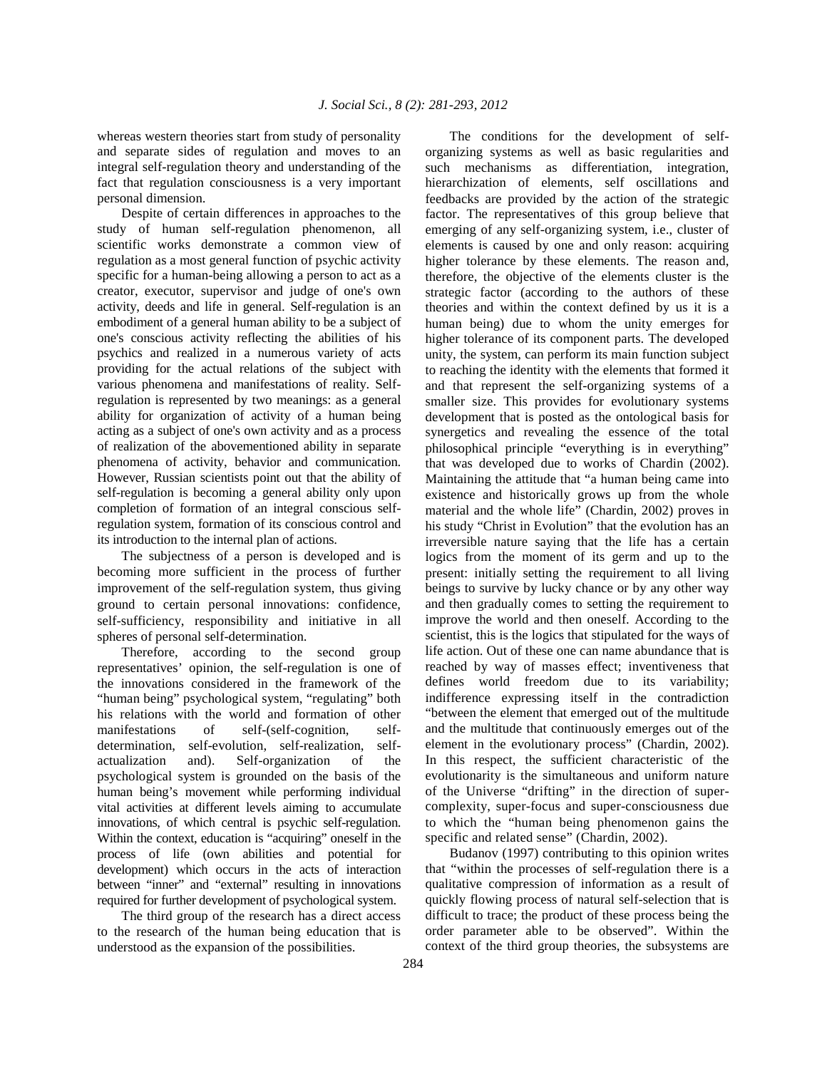whereas western theories start from study of personality and separate sides of regulation and moves to an integral self-regulation theory and understanding of the fact that regulation consciousness is a very important personal dimension.

Despite of certain differences in approaches to the study of human self-regulation phenomenon, all scientific works demonstrate a common view of regulation as a most general function of psychic activity specific for a human-being allowing a person to act as a creator, executor, supervisor and judge of one's own activity, deeds and life in general. Self-regulation is an embodiment of a general human ability to be a subject of one's conscious activity reflecting the abilities of his psychics and realized in a numerous variety of acts providing for the actual relations of the subject with various phenomena and manifestations of reality. Self-regulation is represented by two meanings: as a general ability for organization of activity of a human being acting as a subject of one's own activity and as a process of realization of the abovementioned ability in separate phenomena of activity, behavior and communication. However, Russian scientists point out that the ability of self-regulation is becoming a general ability only upon completion of formation of an integral conscious self-regulation system, formation of its conscious control and its introduction to the internal plan of actions.

The subjectness of a person is developed and is becoming more sufficient in the process of further improvement of the self-regulation system, thus giving ground to certain personal innovations: confidence, self-sufficiency, responsibility and initiative in all spheres of personal self-determination.

Therefore, according to the second group representatives' opinion, the self-regulation is one of the innovations considered in the framework of the "human being" psychological system, "regulating" both his relations with the world and formation of other manifestations of self-(self-cognition, self-determination, self-evolution, self-realization, self-actualization and). Self-organization of the psychological system is grounded on the basis of the human being's movement while performing individual vital activities at different levels aiming to accumulate innovations, of which central is psychic self-regulation. Within the context, education is "acquiring" oneself in the process of life (own abilities and potential for development) which occurs in the acts of interaction between "inner" and "external" resulting in innovations required for further development of psychological system.

The third group of the research has a direct access to the research of the human being education that is understood as the expansion of the possibilities.

The conditions for the development of self-organizing systems as well as basic regularities and such mechanisms as differentiation, integration, hierarchization of elements, self oscillations and feedbacks are provided by the action of the strategic factor. The representatives of this group believe that emerging of any self-organizing system, i.e., cluster of elements is caused by one and only reason: acquiring higher tolerance by these elements. The reason and, therefore, the objective of the elements cluster is the strategic factor (according to the authors of these theories and within the context defined by us it is a human being) due to whom the unity emerges for higher tolerance of its component parts. The developed unity, the system, can perform its main function subject to reaching the identity with the elements that formed it and that represent the self-organizing systems of a smaller size. This provides for evolutionary systems development that is posted as the ontological basis for synergetics and revealing the essence of the total philosophical principle "everything is in everything" that was developed due to works of Chardin (2002). Maintaining the attitude that "a human being came into existence and historically grows up from the whole material and the whole life" (Chardin, 2002) proves in his study "Christ in Evolution" that the evolution has an irreversible nature saying that the life has a certain logics from the moment of its germ and up to the present: initially setting the requirement to all living beings to survive by lucky chance or by any other way and then gradually comes to setting the requirement to improve the world and then oneself. According to the scientist, this is the logics that stipulated for the ways of life action. Out of these one can name abundance that is reached by way of masses effect; inventiveness that defines world freedom due to its variability; indifference expressing itself in the contradiction "between the element that emerged out of the multitude and the multitude that continuously emerges out of the element in the evolutionary process" (Chardin, 2002). In this respect, the sufficient characteristic of the evolutionarity is the simultaneous and uniform nature of the Universe "drifting" in the direction of super-complexity, super-focus and super-consciousness due to which the "human being phenomenon gains the specific and related sense" (Chardin, 2002).

Budanov (1997) contributing to this opinion writes that "within the processes of self-regulation there is a qualitative compression of information as a result of quickly flowing process of natural self-selection that is difficult to trace; the product of these process being the order parameter able to be observed". Within the context of the third group theories, the subsystems are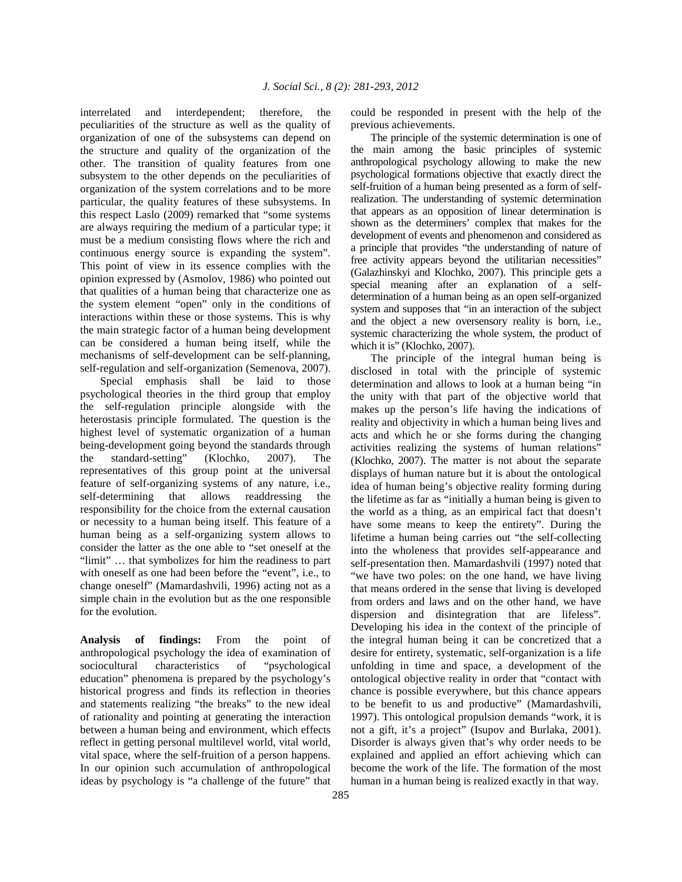interrelated and interdependent; therefore, the peculiarities of the structure as well as the quality of organization of one of the subsystems can depend on the structure and quality of the organization of the other. The transition of quality features from one subsystem to the other depends on the peculiarities of organization of the system correlations and to be more particular, the quality features of these subsystems. In this respect Laslo (2009) remarked that "some systems are always requiring the medium of a particular type; it must be a medium consisting flows where the rich and continuous energy source is expanding the system". This point of view in its essence complies with the opinion expressed by (Asmolov, 1986) who pointed out that qualities of a human being that characterize one as the system element "open" only in the conditions of interactions within these or those systems. This is why the main strategic factor of a human being development can be considered a human being itself, while the mechanisms of self-development can be self-planning, self-regulation and self-organization (Semenova, 2007).

Special emphasis shall be laid to those psychological theories in the third group that employ the self-regulation principle alongside with the heterostasis principle formulated. The question is the highest level of systematic organization of a human being-development going beyond the standards through the standard-setting" (Klochko, 2007). The representatives of this group point at the universal feature of self-organizing systems of any nature, i.e., self-determining that allows readdressing the responsibility for the choice from the external causation or necessity to a human being itself. This feature of a human being as a self-organizing system allows to consider the latter as the one able to "set oneself at the "limit" … that symbolizes for him the readiness to part with oneself as one had been before the "event", i.e., to change oneself" (Mamardashvili, 1996) acting not as a simple chain in the evolution but as the one responsible for the evolution.

**Analysis of findings:** From the point of anthropological psychology the idea of examination of sociocultural characteristics of "psychological education" phenomena is prepared by the psychology's historical progress and finds its reflection in theories and statements realizing "the breaks" to the new ideal of rationality and pointing at generating the interaction between a human being and environment, which effects reflect in getting personal multilevel world, vital world, vital space, where the self-fruition of a person happens. In our opinion such accumulation of anthropological ideas by psychology is "a challenge of the future" that could be responded in present with the help of the previous achievements.

The principle of the systemic determination is one of the main among the basic principles of systemic anthropological psychology allowing to make the new psychological formations objective that exactly direct the self-fruition of a human being presented as a form of self-realization. The understanding of systemic determination that appears as an opposition of linear determination is shown as the determiners' complex that makes for the development of events and phenomenon and considered as a principle that provides "the understanding of nature of free activity appears beyond the utilitarian necessities" (Galazhinskyi and Klochko, 2007). This principle gets a special meaning after an explanation of a self-determination of a human being as an open self-organized system and supposes that "in an interaction of the subject and the object a new oversensory reality is born, i.e., systemic characterizing the whole system, the product of which it is" (Klochko, 2007).

The principle of the integral human being is disclosed in total with the principle of systemic determination and allows to look at a human being "in the unity with that part of the objective world that makes up the person's life having the indications of reality and objectivity in which a human being lives and acts and which he or she forms during the changing activities realizing the systems of human relations" (Klochko, 2007). The matter is not about the separate displays of human nature but it is about the ontological idea of human being's objective reality forming during the lifetime as far as "initially a human being is given to the world as a thing, as an empirical fact that doesn't have some means to keep the entirety". During the lifetime a human being carries out "the self-collecting into the wholeness that provides self-appearance and self-presentation then. Mamardashvili (1997) noted that "we have two poles: on the one hand, we have living that means ordered in the sense that living is developed from orders and laws and on the other hand, we have dispersion and disintegration that are lifeless". Developing his idea in the context of the principle of the integral human being it can be concretized that a desire for entirety, systematic, self-organization is a life unfolding in time and space, a development of the ontological objective reality in order that "contact with chance is possible everywhere, but this chance appears to be benefit to us and productive" (Mamardashvili, 1997). This ontological propulsion demands "work, it is not a gift, it's a project" (Isupov and Burlaka, 2001). Disorder is always given that's why order needs to be explained and applied an effort achieving which can become the work of the life. The formation of the most human in a human being is realized exactly in that way.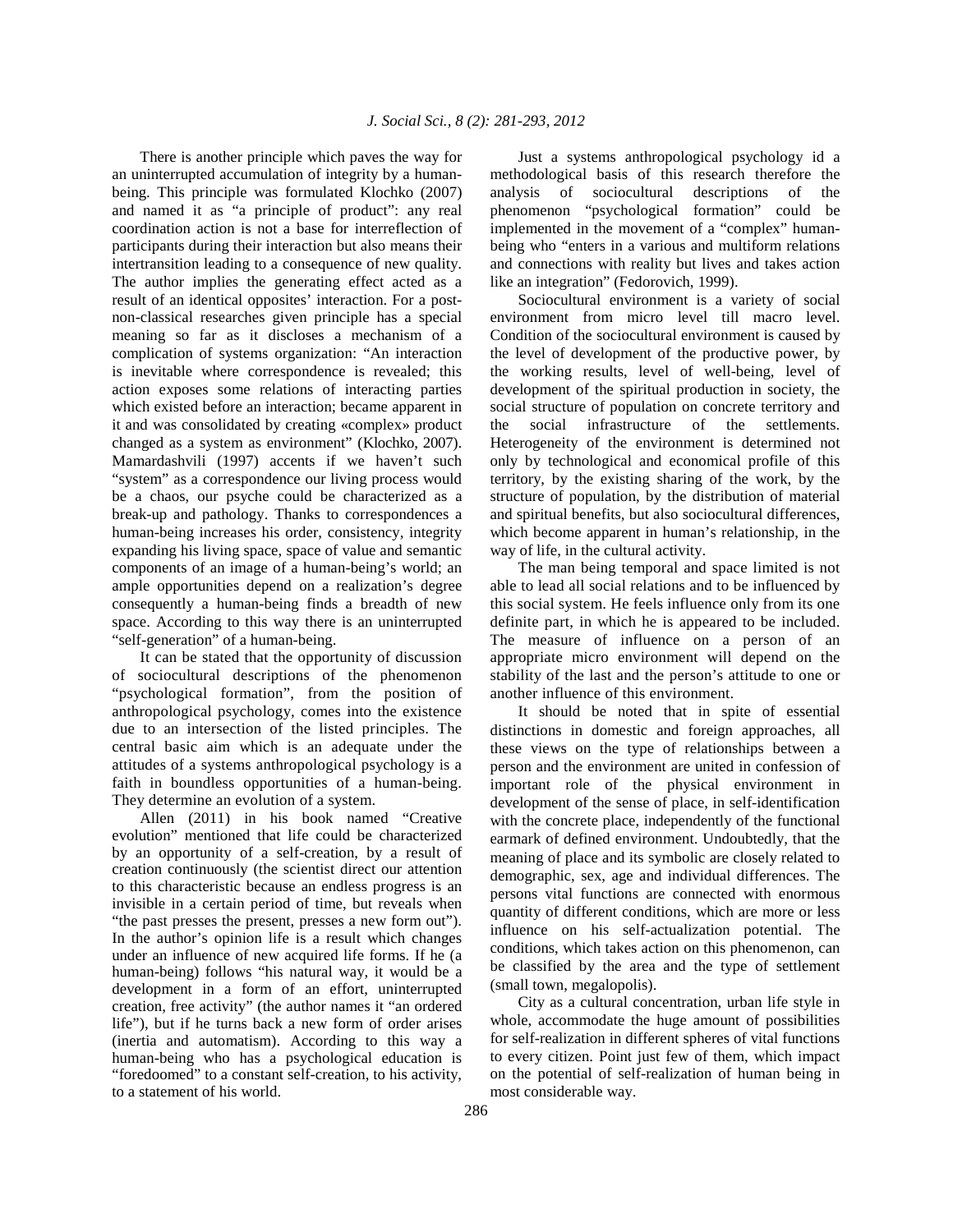There is another principle which paves the way for an uninterrupted accumulation of integrity by a human-being. This principle was formulated Klochko (2007) and named it as "a principle of product": any real coordination action is not a base for interreflection of participants during their interaction but also means their intertransition leading to a consequence of new quality. The author implies the generating effect acted as a result of an identical opposites' interaction. For a post-non-classical researches given principle has a special meaning so far as it discloses a mechanism of a complication of systems organization: "An interaction is inevitable where correspondence is revealed; this action exposes some relations of interacting parties which existed before an interaction; became apparent in it and was consolidated by creating «complex» product changed as a system as environment" (Klochko, 2007). Mamardashvili (1997) accents if we haven't such "system" as a correspondence our living process would be a chaos, our psyche could be characterized as a break-up and pathology. Thanks to correspondences a human-being increases his order, consistency, integrity expanding his living space, space of value and semantic components of an image of a human-being's world; an ample opportunities depend on a realization's degree consequently a human-being finds a breadth of new space. According to this way there is an uninterrupted "self-generation" of a human-being.

It can be stated that the opportunity of discussion of sociocultural descriptions of the phenomenon "psychological formation", from the position of anthropological psychology, comes into the existence due to an intersection of the listed principles. The central basic aim which is an adequate under the attitudes of a systems anthropological psychology is a faith in boundless opportunities of a human-being. They determine an evolution of a system.

Allen (2011) in his book named "Creative evolution" mentioned that life could be characterized by an opportunity of a self-creation, by a result of creation continuously (the scientist direct our attention to this characteristic because an endless progress is an invisible in a certain period of time, but reveals when "the past presses the present, presses a new form out"). In the author's opinion life is a result which changes under an influence of new acquired life forms. If he (a human-being) follows "his natural way, it would be a development in a form of an effort, uninterrupted creation, free activity" (the author names it "an ordered life"), but if he turns back a new form of order arises (inertia and automatism). According to this way a human-being who has a psychological education is "foredoomed" to a constant self-creation, to his activity, to a statement of his world.

Just a systems anthropological psychology id a methodological basis of this research therefore the analysis of sociocultural descriptions of the phenomenon "psychological formation" could be implemented in the movement of a "complex" human-being who "enters in a various and multiform relations and connections with reality but lives and takes action like an integration" (Fedorovich, 1999).

Sociocultural environment is a variety of social environment from micro level till macro level. Condition of the sociocultural environment is caused by the level of development of the productive power, by the working results, level of well-being, level of development of the spiritual production in society, the social structure of population on concrete territory and the social infrastructure of the settlements. Heterogeneity of the environment is determined not only by technological and economical profile of this territory, by the existing sharing of the work, by the structure of population, by the distribution of material and spiritual benefits, but also sociocultural differences, which become apparent in human's relationship, in the way of life, in the cultural activity.

The man being temporal and space limited is not able to lead all social relations and to be influenced by this social system. He feels influence only from its one definite part, in which he is appeared to be included. The measure of influence on a person of an appropriate micro environment will depend on the stability of the last and the person's attitude to one or another influence of this environment.

It should be noted that in spite of essential distinctions in domestic and foreign approaches, all these views on the type of relationships between a person and the environment are united in confession of important role of the physical environment in development of the sense of place, in self-identification with the concrete place, independently of the functional earmark of defined environment. Undoubtedly, that the meaning of place and its symbolic are closely related to demographic, sex, age and individual differences. The persons vital functions are connected with enormous quantity of different conditions, which are more or less influence on his self-actualization potential. The conditions, which takes action on this phenomenon, can be classified by the area and the type of settlement (small town, megalopolis).

City as a cultural concentration, urban life style in whole, accommodate the huge amount of possibilities for self-realization in different spheres of vital functions to every citizen. Point just few of them, which impact on the potential of self-realization of human being in most considerable way.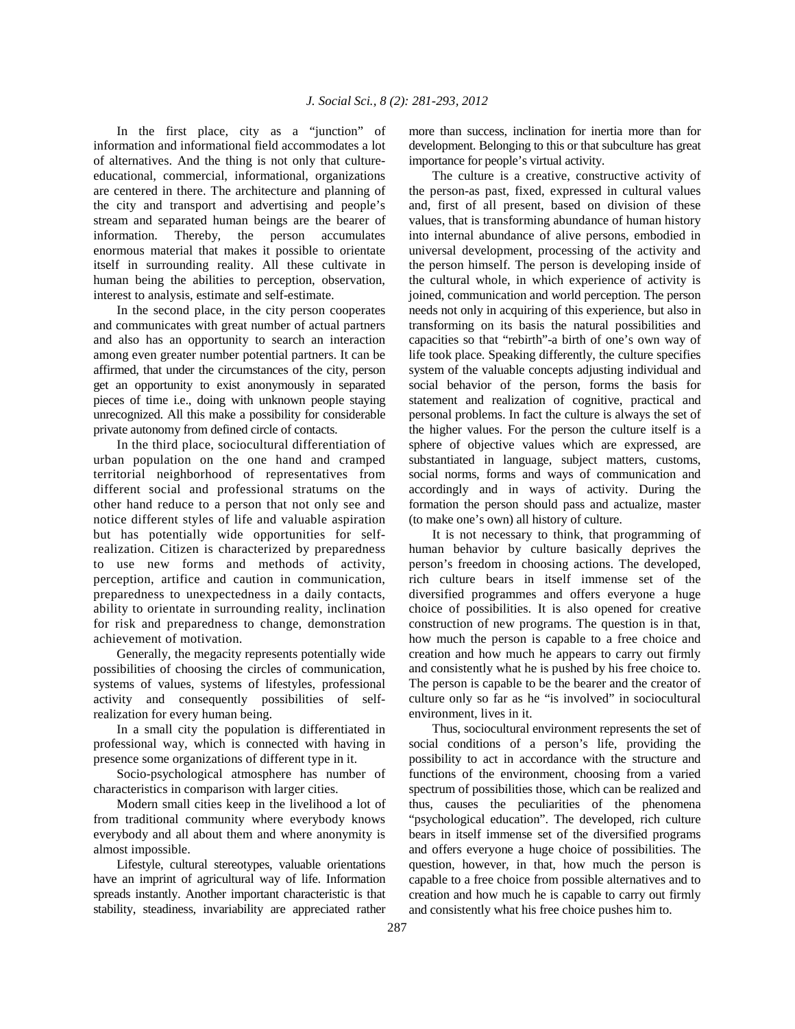In the first place, city as a "junction" of information and informational field accommodates a lot of alternatives. And the thing is not only that culture-educational, commercial, informational, organizations are centered in there. The architecture and planning of the city and transport and advertising and people's stream and separated human beings are the bearer of information. Thereby, the person accumulates enormous material that makes it possible to orientate itself in surrounding reality. All these cultivate in human being the abilities to perception, observation, interest to analysis, estimate and self-estimate.

In the second place, in the city person cooperates and communicates with great number of actual partners and also has an opportunity to search an interaction among even greater number potential partners. It can be affirmed, that under the circumstances of the city, person get an opportunity to exist anonymously in separated pieces of time i.e., doing with unknown people staying unrecognized. All this make a possibility for considerable private autonomy from defined circle of contacts.

In the third place, sociocultural differentiation of urban population on the one hand and cramped territorial neighborhood of representatives from different social and professional stratums on the other hand reduce to a person that not only see and notice different styles of life and valuable aspiration but has potentially wide opportunities for self-realization. Citizen is characterized by preparedness to use new forms and methods of activity, perception, artifice and caution in communication, preparedness to unexpectedness in a daily contacts, ability to orientate in surrounding reality, inclination for risk and preparedness to change, demonstration achievement of motivation.

Generally, the megacity represents potentially wide possibilities of choosing the circles of communication, systems of values, systems of lifestyles, professional activity and consequently possibilities of self-realization for every human being.

In a small city the population is differentiated in professional way, which is connected with having in presence some organizations of different type in it.

Socio-psychological atmosphere has number of characteristics in comparison with larger cities.

Modern small cities keep in the livelihood a lot of from traditional community where everybody knows everybody and all about them and where anonymity is almost impossible.

Lifestyle, cultural stereotypes, valuable orientations have an imprint of agricultural way of life. Information spreads instantly. Another important characteristic is that stability, steadiness, invariability are appreciated rather more than success, inclination for inertia more than for development. Belonging to this or that subculture has great importance for people's virtual activity.

The culture is a creative, constructive activity of the person-as past, fixed, expressed in cultural values and, first of all present, based on division of these values, that is transforming abundance of human history into internal abundance of alive persons, embodied in universal development, processing of the activity and the person himself. The person is developing inside of the cultural whole, in which experience of activity is joined, communication and world perception. The person needs not only in acquiring of this experience, but also in transforming on its basis the natural possibilities and capacities so that "rebirth"-a birth of one's own way of life took place. Speaking differently, the culture specifies system of the valuable concepts adjusting individual and social behavior of the person, forms the basis for statement and realization of cognitive, practical and personal problems. In fact the culture is always the set of the higher values. For the person the culture itself is a sphere of objective values which are expressed, are substantiated in language, subject matters, customs, social norms, forms and ways of communication and accordingly and in ways of activity. During the formation the person should pass and actualize, master (to make one's own) all history of culture.

It is not necessary to think, that programming of human behavior by culture basically deprives the person's freedom in choosing actions. The developed, rich culture bears in itself immense set of the diversified programmes and offers everyone a huge choice of possibilities. It is also opened for creative construction of new programs. The question is in that, how much the person is capable to a free choice and creation and how much he appears to carry out firmly and consistently what he is pushed by his free choice to. The person is capable to be the bearer and the creator of culture only so far as he "is involved" in sociocultural environment, lives in it.

Thus, sociocultural environment represents the set of social conditions of a person's life, providing the possibility to act in accordance with the structure and functions of the environment, choosing from a varied spectrum of possibilities those, which can be realized and thus, causes the peculiarities of the phenomena "psychological education". The developed, rich culture bears in itself immense set of the diversified programs and offers everyone a huge choice of possibilities. The question, however, in that, how much the person is capable to a free choice from possible alternatives and to creation and how much he is capable to carry out firmly and consistently what his free choice pushes him to.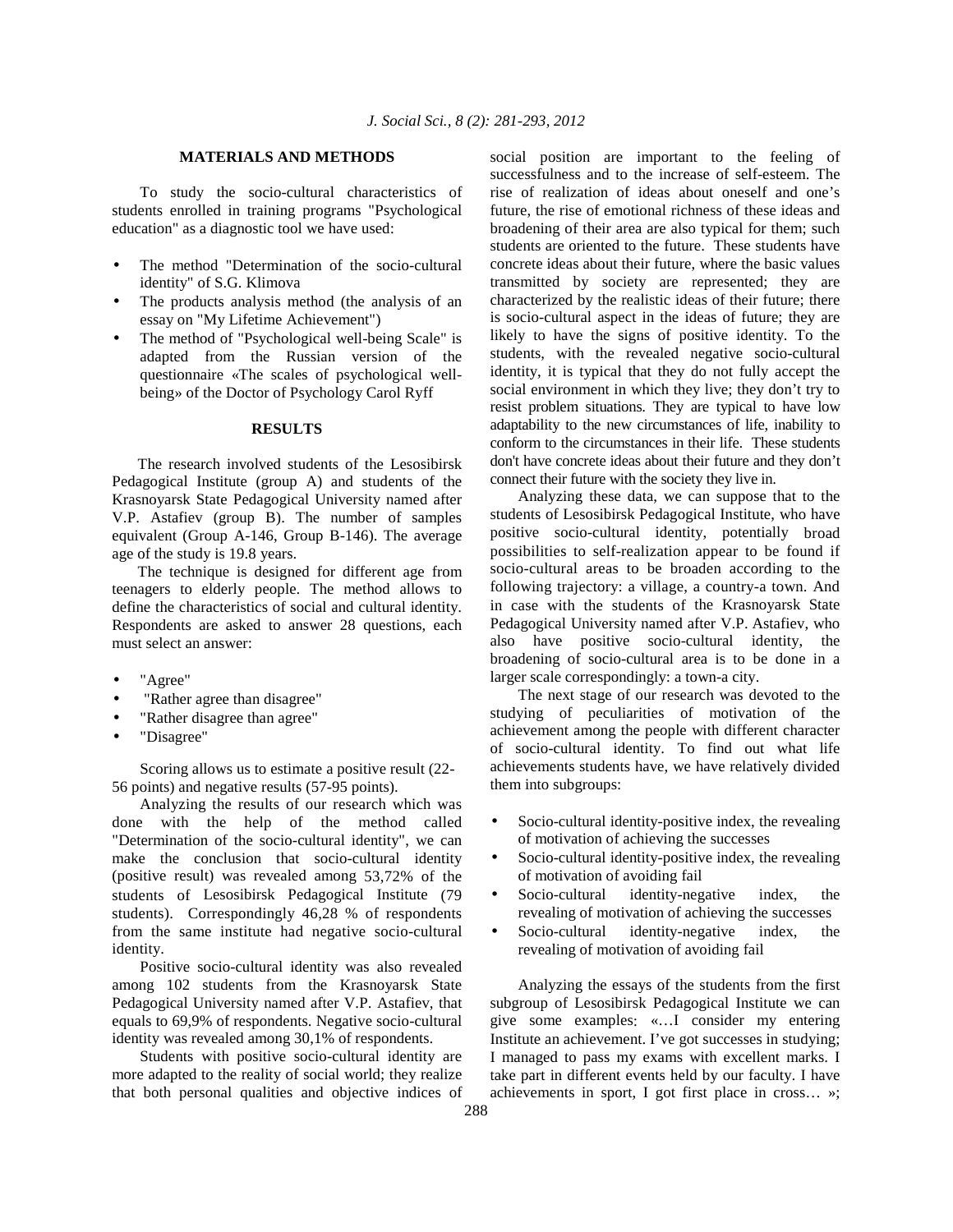## MATERIALS AND METHODS

To study the socio-cultural characteristics of students enrolled in training programs "Psychological education" as a diagnostic tool we have used:

- The method "Determination of the socio-cultural identity" of S.G. Klimova
- The products analysis method (the analysis of an essay on "My Lifetime Achievement")
- The method of "Psychological well-being Scale" is adapted from the Russian version of the questionnaire «The scales of psychological well-being» of the Doctor of Psychology Carol Ryff

## RESULTS

The research involved students of the Lesosibirsk Pedagogical Institute (group A) and students of the Krasnoyarsk State Pedagogical University named after V.P. Astafiev (group B). The number of samples equivalent (Group A-146, Group B-146). The average age of the study is 19.8 years.

The technique is designed for different age from teenagers to elderly people. The method allows to define the characteristics of social and cultural identity. Respondents are asked to answer 28 questions, each must select an answer:

- "Agree"
- "Rather agree than disagree"
- "Rather disagree than agree"
- "Disagree"

Scoring allows us to estimate a positive result (22-56 points) and negative results (57-95 points).

Analyzing the results of our research which was done with the help of the method called "Determination of the socio-cultural identity", we can make the conclusion that socio-cultural identity (positive result) was revealed among 53,72% of the students of Lesosibirsk Pedagogical Institute (79 students). Correspondingly 46,28 % of respondents from the same institute had negative socio-cultural identity.

Positive socio-cultural identity was also revealed among 102 students from the Krasnoyarsk State Pedagogical University named after V.P. Astafiev, that equals to 69,9% of respondents. Negative socio-cultural identity was revealed among 30,1% of respondents.

Students with positive socio-cultural identity are more adapted to the reality of social world; they realize that both personal qualities and objective indices of social position are important to the feeling of successfulness and to the increase of self-esteem. The rise of realization of ideas about oneself and one's future, the rise of emotional richness of these ideas and broadening of their area are also typical for them; such students are oriented to the future. These students have concrete ideas about their future, where the basic values transmitted by society are represented; they are characterized by the realistic ideas of their future; there is socio-cultural aspect in the ideas of future; they are likely to have the signs of positive identity. To the students, with the revealed negative socio-cultural identity, it is typical that they do not fully accept the social environment in which they live; they don't try to resist problem situations. They are typical to have low adaptability to the new circumstances of life, inability to conform to the circumstances in their life. These students don't have concrete ideas about their future and they don't connect their future with the society they live in.

Analyzing these data, we can suppose that to the students of Lesosibirsk Pedagogical Institute, who have positive socio-cultural identity, potentially broad possibilities to self-realization appear to be found if socio-cultural areas to be broaden according to the following trajectory: a village, a country-a town. And in case with the students of the Krasnoyarsk State Pedagogical University named after V.P. Astafiev, who also have positive socio-cultural identity, the broadening of socio-cultural area is to be done in a larger scale correspondingly: a town-a city.

The next stage of our research was devoted to the studying of peculiarities of motivation of the achievement among the people with different character of socio-cultural identity. To find out what life achievements students have, we have relatively divided them into subgroups:

- Socio-cultural identity-positive index, the revealing of motivation of achieving the successes
- Socio-cultural identity-positive index, the revealing of motivation of avoiding fail
- Socio-cultural identity-negative index, the revealing of motivation of achieving the successes
- Socio-cultural identity-negative index, the revealing of motivation of avoiding fail

Analyzing the essays of the students from the first subgroup of Lesosibirsk Pedagogical Institute we can give some examples: «…I consider my entering Institute an achievement. I've got successes in studying; I managed to pass my exams with excellent marks. I take part in different events held by our faculty. I have achievements in sport, I got first place in cross… »;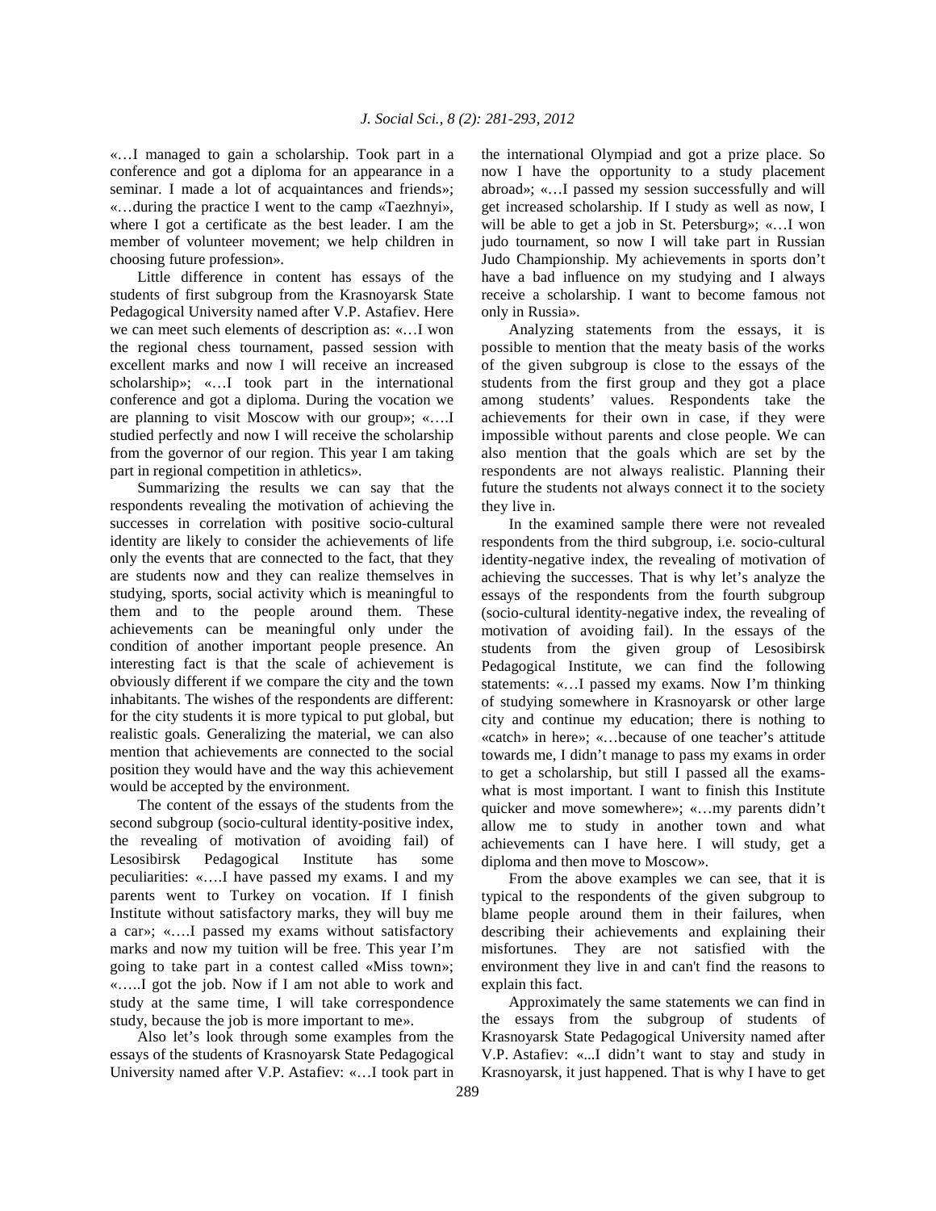«…I managed to gain a scholarship. Took part in a conference and got a diploma for an appearance in a seminar. I made a lot of acquaintances and friends»; «…during the practice I went to the camp «Taezhnyi», where I got a certificate as the best leader. I am the member of volunteer movement; we help children in choosing future profession».

Little difference in content has essays of the students of first subgroup from the Krasnoyarsk State Pedagogical University named after V.P. Astafiev. Here we can meet such elements of description as: «…I won the regional chess tournament, passed session with excellent marks and now I will receive an increased scholarship»; «…I took part in the international conference and got a diploma. During the vocation we are planning to visit Moscow with our group»; «….I studied perfectly and now I will receive the scholarship from the governor of our region. This year I am taking part in regional competition in athletics».

Summarizing the results we can say that the respondents revealing the motivation of achieving the successes in correlation with positive socio-cultural identity are likely to consider the achievements of life only the events that are connected to the fact, that they are students now and they can realize themselves in studying, sports, social activity which is meaningful to them and to the people around them. These achievements can be meaningful only under the condition of another important people presence. An interesting fact is that the scale of achievement is obviously different if we compare the city and the town inhabitants. The wishes of the respondents are different: for the city students it is more typical to put global, but realistic goals. Generalizing the material, we can also mention that achievements are connected to the social position they would have and the way this achievement would be accepted by the environment.

The content of the essays of the students from the second subgroup (socio-cultural identity-positive index, the revealing of motivation of avoiding fail) of Lesosibirsk Pedagogical Institute has some peculiarities: «….I have passed my exams. I and my parents went to Turkey on vocation. If I finish Institute without satisfactory marks, they will buy me a car»; «….I passed my exams without satisfactory marks and now my tuition will be free. This year I'm going to take part in a contest called «Miss town»; «…..I got the job. Now if I am not able to work and study at the same time, I will take correspondence study, because the job is more important to me».

Also let's look through some examples from the essays of the students of Krasnoyarsk State Pedagogical University named after V.P. Astafiev: «…I took part in the international Olympiad and got a prize place. So now I have the opportunity to a study placement abroad»; «…I passed my session successfully and will get increased scholarship. If I study as well as now, I will be able to get a job in St. Petersburg»; «…I won judo tournament, so now I will take part in Russian Judo Championship. My achievements in sports don't have a bad influence on my studying and I always receive a scholarship. I want to become famous not only in Russia».

Analyzing statements from the essays, it is possible to mention that the meaty basis of the works of the given subgroup is close to the essays of the students from the first group and they got a place among students' values. Respondents take the achievements for their own in case, if they were impossible without parents and close people. We can also mention that the goals which are set by the respondents are not always realistic. Planning their future the students not always connect it to the society they live in.

In the examined sample there were not revealed respondents from the third subgroup, i.e. socio-cultural identity-negative index, the revealing of motivation of achieving the successes. That is why let's analyze the essays of the respondents from the fourth subgroup (socio-cultural identity-negative index, the revealing of motivation of avoiding fail). In the essays of the students from the given group of Lesosibirsk Pedagogical Institute, we can find the following statements: «…I passed my exams. Now I'm thinking of studying somewhere in Krasnoyarsk or other large city and continue my education; there is nothing to «catch» in here»; «…because of one teacher's attitude towards me, I didn't manage to pass my exams in order to get a scholarship, but still I passed all the exams-what is most important. I want to finish this Institute quicker and move somewhere»; «…my parents didn't allow me to study in another town and what achievements can I have here. I will study, get a diploma and then move to Moscow».

From the above examples we can see, that it is typical to the respondents of the given subgroup to blame people around them in their failures, when describing their achievements and explaining their misfortunes. They are not satisfied with the environment they live in and can't find the reasons to explain this fact.

Approximately the same statements we can find in the essays from the subgroup of students of Krasnoyarsk State Pedagogical University named after V.P. Astafiev: «...I didn't want to stay and study in Krasnoyarsk, it just happened. That is why I have to get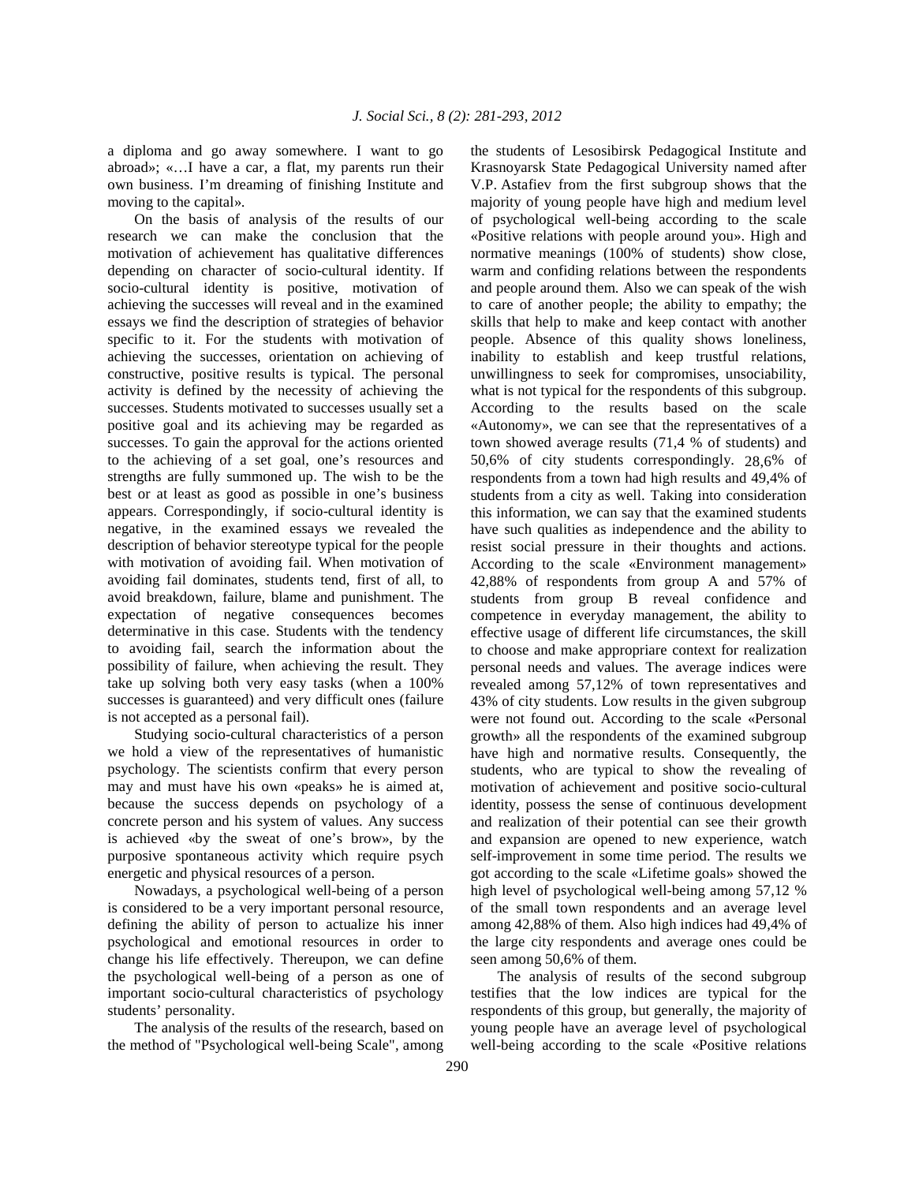a diploma and go away somewhere. I want to go abroad»; «…I have a car, a flat, my parents run their own business. I'm dreaming of finishing Institute and moving to the capital».

On the basis of analysis of the results of our research we can make the conclusion that the motivation of achievement has qualitative differences depending on character of socio-cultural identity. If socio-cultural identity is positive, motivation of achieving the successes will reveal and in the examined essays we find the description of strategies of behavior specific to it. For the students with motivation of achieving the successes, orientation on achieving of constructive, positive results is typical. The personal activity is defined by the necessity of achieving the successes. Students motivated to successes usually set a positive goal and its achieving may be regarded as successes. To gain the approval for the actions oriented to the achieving of a set goal, one's resources and strengths are fully summoned up. The wish to be the best or at least as good as possible in one's business appears. Correspondingly, if socio-cultural identity is negative, in the examined essays we revealed the description of behavior stereotype typical for the people with motivation of avoiding fail. When motivation of avoiding fail dominates, students tend, first of all, to avoid breakdown, failure, blame and punishment. The expectation of negative consequences becomes determinative in this case. Students with the tendency to avoiding fail, search the information about the possibility of failure, when achieving the result. They take up solving both very easy tasks (when a 100% successes is guaranteed) and very difficult ones (failure is not accepted as a personal fail).

Studying socio-cultural characteristics of a person we hold a view of the representatives of humanistic psychology. The scientists confirm that every person may and must have his own «peaks» he is aimed at, because the success depends on psychology of a concrete person and his system of values. Any success is achieved «by the sweat of one's brow», by the purposive spontaneous activity which require psych energetic and physical resources of a person.

Nowadays, a psychological well-being of a person is considered to be a very important personal resource, defining the ability of person to actualize his inner psychological and emotional resources in order to change his life effectively. Thereupon, we can define the psychological well-being of a person as one of important socio-cultural characteristics of psychology students' personality.

The analysis of the results of the research, based on the method of "Psychological well-being Scale", among the students of Lesosibirsk Pedagogical Institute and Krasnoyarsk State Pedagogical University named after V.P. Astafiev from the first subgroup shows that the majority of young people have high and medium level of psychological well-being according to the scale «Positive relations with people around you». High and normative meanings (100% of students) show close, warm and confiding relations between the respondents and people around them. Also we can speak of the wish to care of another people; the ability to empathy; the skills that help to make and keep contact with another people. Absence of this quality shows loneliness, inability to establish and keep trustful relations, unwillingness to seek for compromises, unsociability, what is not typical for the respondents of this subgroup. According to the results based on the scale «Autonomy», we can see that the representatives of a town showed average results (71,4 % of students) and 50,6% of city students correspondingly. 28,6% of respondents from a town had high results and 49,4% of students from a city as well. Taking into consideration this information, we can say that the examined students have such qualities as independence and the ability to resist social pressure in their thoughts and actions. According to the scale «Environment management» 42,88% of respondents from group A and 57% of students from group B reveal confidence and competence in everyday management, the ability to effective usage of different life circumstances, the skill to choose and make appropriare context for realization personal needs and values. The average indices were revealed among 57,12% of town representatives and 43% of city students. Low results in the given subgroup were not found out. According to the scale «Personal growth» all the respondents of the examined subgroup have high and normative results. Consequently, the students, who are typical to show the revealing of motivation of achievement and positive socio-cultural identity, possess the sense of continuous development and realization of their potential can see their growth and expansion are opened to new experience, watch self-improvement in some time period. The results we got according to the scale «Lifetime goals» showed the high level of psychological well-being among 57,12 % of the small town respondents and an average level among 42,88% of them. Also high indices had 49,4% of the large city respondents and average ones could be seen among 50,6% of them.

The analysis of results of the second subgroup testifies that the low indices are typical for the respondents of this group, but generally, the majority of young people have an average level of psychological well-being according to the scale «Positive relations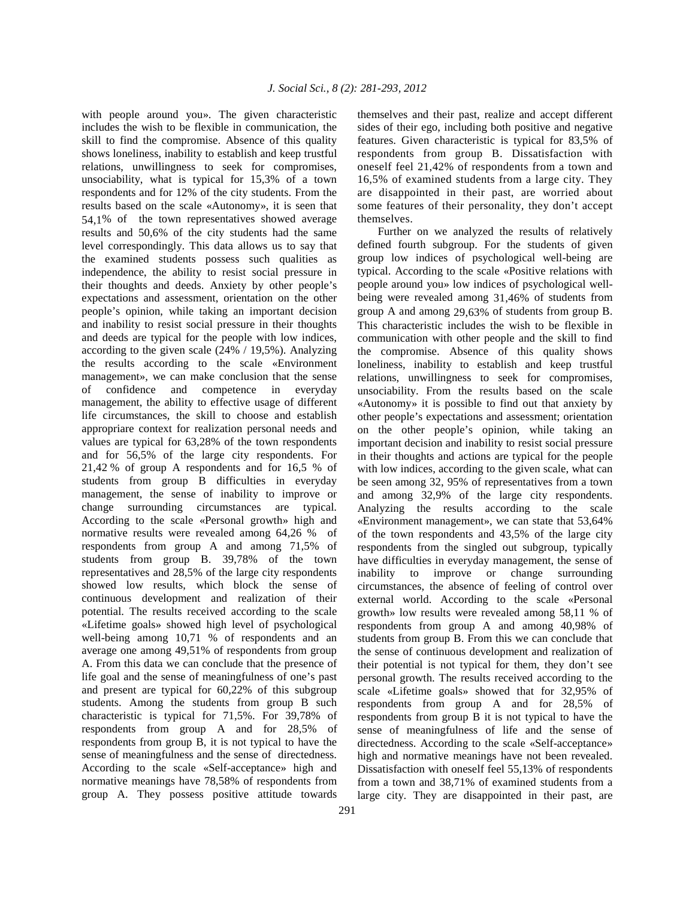with people around you». The given characteristic includes the wish to be flexible in communication, the skill to find the compromise. Absence of this quality shows loneliness, inability to establish and keep trustful relations, unwillingness to seek for compromises, unsociability, what is typical for 15,3% of a town respondents and for 12% of the city students. From the results based on the scale «Autonomy», it is seen that 54,1% of the town representatives showed average results and 50,6% of the city students had the same level correspondingly. This data allows us to say that the examined students possess such qualities as independence, the ability to resist social pressure in their thoughts and deeds. Anxiety by other people's expectations and assessment, orientation on the other people's opinion, while taking an important decision and inability to resist social pressure in their thoughts and deeds are typical for the people with low indices, according to the given scale (24% / 19,5%). Analyzing the results according to the scale «Environment management», we can make conclusion that the sense of confidence and competence in everyday management, the ability to effective usage of different life circumstances, the skill to choose and establish appropriare context for realization personal needs and values are typical for 63,28% of the town respondents and for 56,5% of the large city respondents. For 21,42 % of group A respondents and for 16,5 % of students from group B difficulties in everyday management, the sense of inability to improve or change surrounding circumstances are typical. According to the scale «Personal growth» high and normative results were revealed among 64,26 % of respondents from group A and among 71,5% of students from group B. 39,78% of the town representatives and 28,5% of the large city respondents showed low results, which block the sense of continuous development and realization of their potential. The results received according to the scale «Lifetime goals» showed high level of psychological well-being among 10,71 % of respondents and an average one among 49,51% of respondents from group A. From this data we can conclude that the presence of life goal and the sense of meaningfulness of one's past and present are typical for 60,22% of this subgroup students. Among the students from group B such characteristic is typical for 71,5%. For 39,78% of respondents from group A and for 28,5% of respondents from group B, it is not typical to have the sense of meaningfulness and the sense of directedness. According to the scale «Self-acceptance» high and normative meanings have 78,58% of respondents from group A. They possess positive attitude towards themselves and their past, realize and accept different sides of their ego, including both positive and negative features. Given characteristic is typical for 83,5% of respondents from group B. Dissatisfaction with oneself feel 21,42% of respondents from a town and 16,5% of examined students from a large city. They are disappointed in their past, are worried about some features of their personality, they don't accept themselves.

Further on we analyzed the results of relatively defined fourth subgroup. For the students of given group low indices of psychological well-being are typical. According to the scale «Positive relations with people around you» low indices of psychological well-being were revealed among 31,46% of students from group A and among 29,63% of students from group B. This characteristic includes the wish to be flexible in communication with other people and the skill to find the compromise. Absence of this quality shows loneliness, inability to establish and keep trustful relations, unwillingness to seek for compromises, unsociability. From the results based on the scale «Autonomy» it is possible to find out that anxiety by other people's expectations and assessment; orientation on the other people's opinion, while taking an important decision and inability to resist social pressure in their thoughts and actions are typical for the people with low indices, according to the given scale, what can be seen among 32, 95% of representatives from a town and among 32,9% of the large city respondents. Analyzing the results according to the scale «Environment management», we can state that 53,64% of the town respondents and 43,5% of the large city respondents from the singled out subgroup, typically have difficulties in everyday management, the sense of inability to improve or change surrounding circumstances, the absence of feeling of control over external world. According to the scale «Personal growth» low results were revealed among 58,11 % of respondents from group A and among 40,98% of students from group B. From this we can conclude that the sense of continuous development and realization of their potential is not typical for them, they don't see personal growth. The results received according to the scale «Lifetime goals» showed that for 32,95% of respondents from group A and for 28,5% of respondents from group B it is not typical to have the sense of meaningfulness of life and the sense of directedness. According to the scale «Self-acceptance» high and normative meanings have not been revealed. Dissatisfaction with oneself feel 55,13% of respondents from a town and 38,71% of examined students from a large city. They are disappointed in their past, are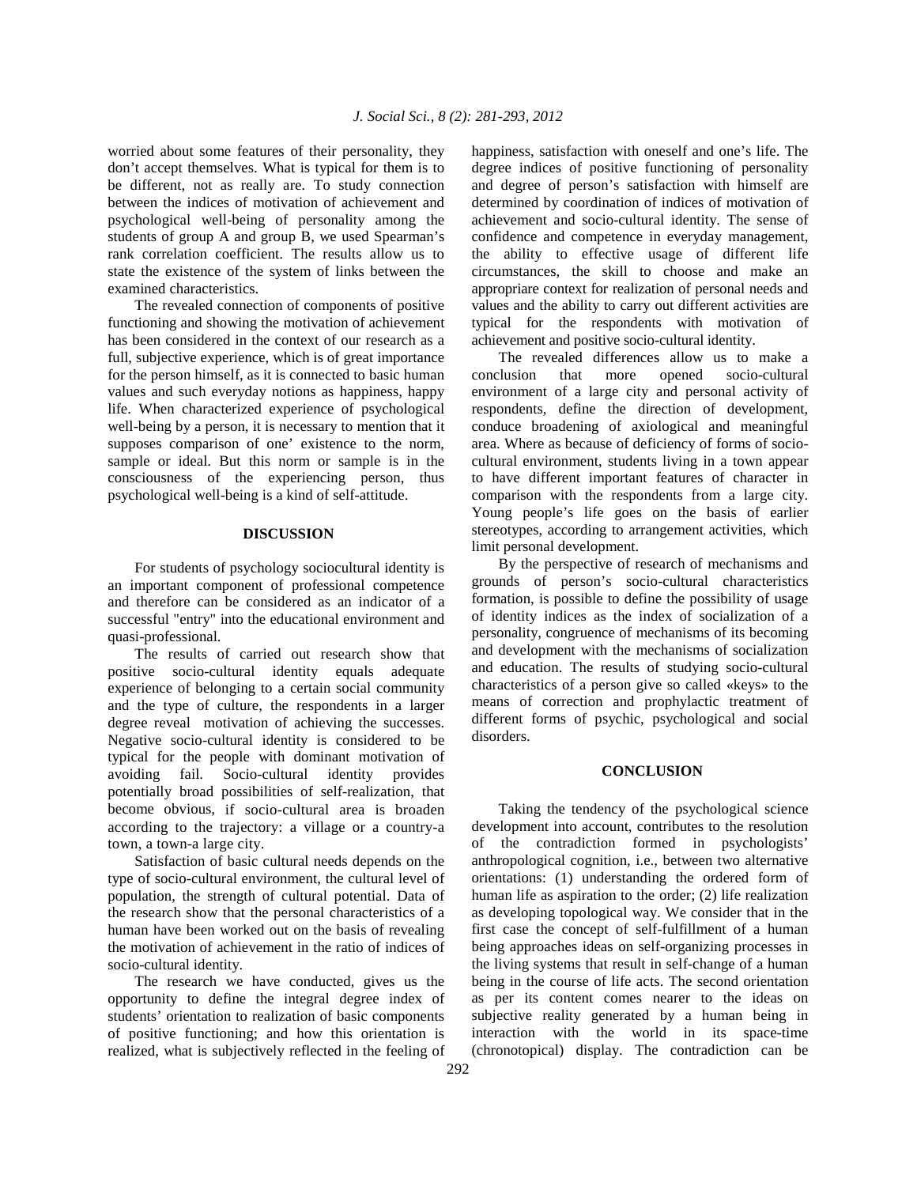worried about some features of their personality, they don't accept themselves. What is typical for them is to be different, not as really are. To study connection between the indices of motivation of achievement and psychological well-being of personality among the students of group A and group B, we used Spearman's rank correlation coefficient. The results allow us to state the existence of the system of links between the examined characteristics.

The revealed connection of components of positive functioning and showing the motivation of achievement has been considered in the context of our research as a full, subjective experience, which is of great importance for the person himself, as it is connected to basic human values and such everyday notions as happiness, happy life. When characterized experience of psychological well-being by a person, it is necessary to mention that it supposes comparison of one' existence to the norm, sample or ideal. But this norm or sample is in the consciousness of the experiencing person, thus psychological well-being is a kind of self-attitude.

## DISCUSSION

For students of psychology sociocultural identity is an important component of professional competence and therefore can be considered as an indicator of a successful "entry" into the educational environment and quasi-professional.

The results of carried out research show that positive socio-cultural identity equals adequate experience of belonging to a certain social community and the type of culture, the respondents in a larger degree reveal motivation of achieving the successes. Negative socio-cultural identity is considered to be typical for the people with dominant motivation of avoiding fail. Socio-cultural identity provides potentially broad possibilities of self-realization, that become obvious, if socio-cultural area is broaden according to the trajectory: a village or a country-a town, a town-a large city.

Satisfaction of basic cultural needs depends on the type of socio-cultural environment, the cultural level of population, the strength of cultural potential. Data of the research show that the personal characteristics of a human have been worked out on the basis of revealing the motivation of achievement in the ratio of indices of socio-cultural identity.

The research we have conducted, gives us the opportunity to define the integral degree index of students' orientation to realization of basic components of positive functioning; and how this orientation is realized, what is subjectively reflected in the feeling of happiness, satisfaction with oneself and one's life. The degree indices of positive functioning of personality and degree of person's satisfaction with himself are determined by coordination of indices of motivation of achievement and socio-cultural identity. The sense of confidence and competence in everyday management, the ability to effective usage of different life circumstances, the skill to choose and make an appropriare context for realization of personal needs and values and the ability to carry out different activities are typical for the respondents with motivation of achievement and positive socio-cultural identity.

The revealed differences allow us to make a conclusion that more opened socio-cultural environment of a large city and personal activity of respondents, define the direction of development, conduce broadening of axiological and meaningful area. Where as because of deficiency of forms of socio-cultural environment, students living in a town appear to have different important features of character in comparison with the respondents from a large city. Young people's life goes on the basis of earlier stereotypes, according to arrangement activities, which limit personal development.

By the perspective of research of mechanisms and grounds of person's socio-cultural characteristics formation, is possible to define the possibility of usage of identity indices as the index of socialization of a personality, congruence of mechanisms of its becoming and development with the mechanisms of socialization and education. The results of studying socio-cultural characteristics of a person give so called «keys» to the means of correction and prophylactic treatment of different forms of psychic, psychological and social disorders.

## CONCLUSION

Taking the tendency of the psychological science development into account, contributes to the resolution of the contradiction formed in psychologists' anthropological cognition, i.e., between two alternative orientations: (1) understanding the ordered form of human life as aspiration to the order; (2) life realization as developing topological way. We consider that in the first case the concept of self-fulfillment of a human being approaches ideas on self-organizing processes in the living systems that result in self-change of a human being in the course of life acts. The second orientation as per its content comes nearer to the ideas on subjective reality generated by a human being in interaction with the world in its space-time (chronotopical) display. The contradiction can be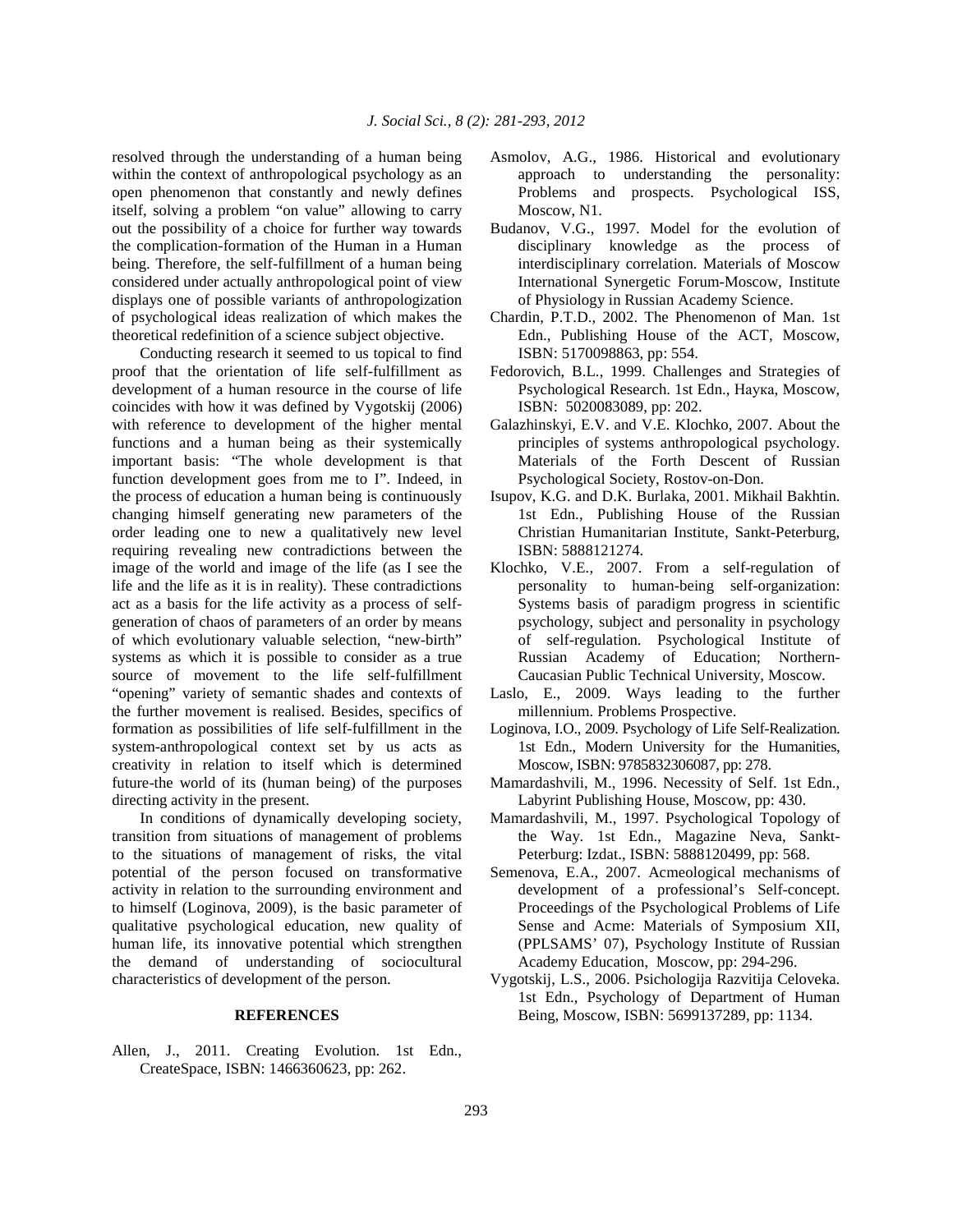resolved through the understanding of a human being within the context of anthropological psychology as an open phenomenon that constantly and newly defines itself, solving a problem "on value" allowing to carry out the possibility of a choice for further way towards the complication-formation of the Human in a Human being. Therefore, the self-fulfillment of a human being considered under actually anthropological point of view displays one of possible variants of anthropologization of psychological ideas realization of which makes the theoretical redefinition of a science subject objective.

Conducting research it seemed to us topical to find proof that the orientation of life self-fulfillment as development of a human resource in the course of life coincides with how it was defined by Vygotskij (2006) with reference to development of the higher mental functions and a human being as their systemically important basis: "The whole development is that function development goes from me to I". Indeed, in the process of education a human being is continuously changing himself generating new parameters of the order leading one to new a qualitatively new level requiring revealing new contradictions between the image of the world and image of the life (as I see the life and the life as it is in reality). These contradictions act as a basis for the life activity as a process of self-generation of chaos of parameters of an order by means of which evolutionary valuable selection, "new-birth" systems as which it is possible to consider as a true source of movement to the life self-fulfillment "opening" variety of semantic shades and contexts of the further movement is realised. Besides, specifics of formation as possibilities of life self-fulfillment in the system-anthropological context set by us acts as creativity in relation to itself which is determined future-the world of its (human being) of the purposes directing activity in the present.

In conditions of dynamically developing society, transition from situations of management of problems to the situations of management of risks, the vital potential of the person focused on transformative activity in relation to the surrounding environment and to himself (Loginova, 2009), is the basic parameter of qualitative psychological education, new quality of human life, its innovative potential which strengthen the demand of understanding of sociocultural characteristics of development of the person.

## REFERENCES

Allen, J., 2011. Creating Evolution. 1st Edn., CreateSpace, ISBN: 1466360623, pp: 262.

Asmolov, A.G., 1986. Historical and evolutionary approach to understanding the personality: Problems and prospects. Psychological ISS, Moscow, N1.

Budanov, V.G., 1997. Model for the evolution of disciplinary knowledge as the process of interdisciplinary correlation. Materials of Moscow International Synergetic Forum-Moscow, Institute of Physiology in Russian Academy Science.

Chardin, P.T.D., 2002. The Phenomenon of Man. 1st Edn., Publishing House of the ACT, Moscow, ISBN: 5170098863, pp: 554.

Fedorovich, B.L., 1999. Challenges and Strategies of Psychological Research. 1st Edn., Наука, Moscow, ISBN: 5020083089, pp: 202.

Galazhinskyi, E.V. and V.E. Klochko, 2007. About the principles of systems anthropological psychology. Materials of the Forth Descent of Russian Psychological Society, Rostov-on-Don.

Isupov, K.G. and D.K. Burlaka, 2001. Mikhail Bakhtin. 1st Edn., Publishing House of the Russian Christian Humanitarian Institute, Sankt-Peterburg, ISBN: 5888121274.

Klochko, V.E., 2007. From a self-regulation of personality to human-being self-organization: Systems basis of paradigm progress in scientific psychology, subject and personality in psychology of self-regulation. Psychological Institute of Russian Academy of Education; Northern-Caucasian Public Technical University, Moscow.

Laslo, E., 2009. Ways leading to the further millennium. Problems Prospective.

Loginova, I.O., 2009. Psychology of Life Self-Realization. 1st Edn., Modern University for the Humanities, Moscow, ISBN: 9785832306087, pp: 278.

Mamardashvili, M., 1996. Necessity of Self. 1st Edn., Labyrint Publishing House, Moscow, pp: 430.

Mamardashvili, M., 1997. Psychological Topology of the Way. 1st Edn., Magazine Neva, Sankt-Peterburg: Izdat., ISBN: 5888120499, pp: 568.

Semenova, E.A., 2007. Acmeological mechanisms of development of a professional's Self-concept. Proceedings of the Psychological Problems of Life Sense and Acme: Materials of Symposium XII, (PPLSAMS' 07), Psychology Institute of Russian Academy Education, Moscow, pp: 294-296.

Vygotskij, L.S., 2006. Psichologija Razvitija Celoveka. 1st Edn., Psychology of Department of Human Being, Moscow, ISBN: 5699137289, pp: 1134.